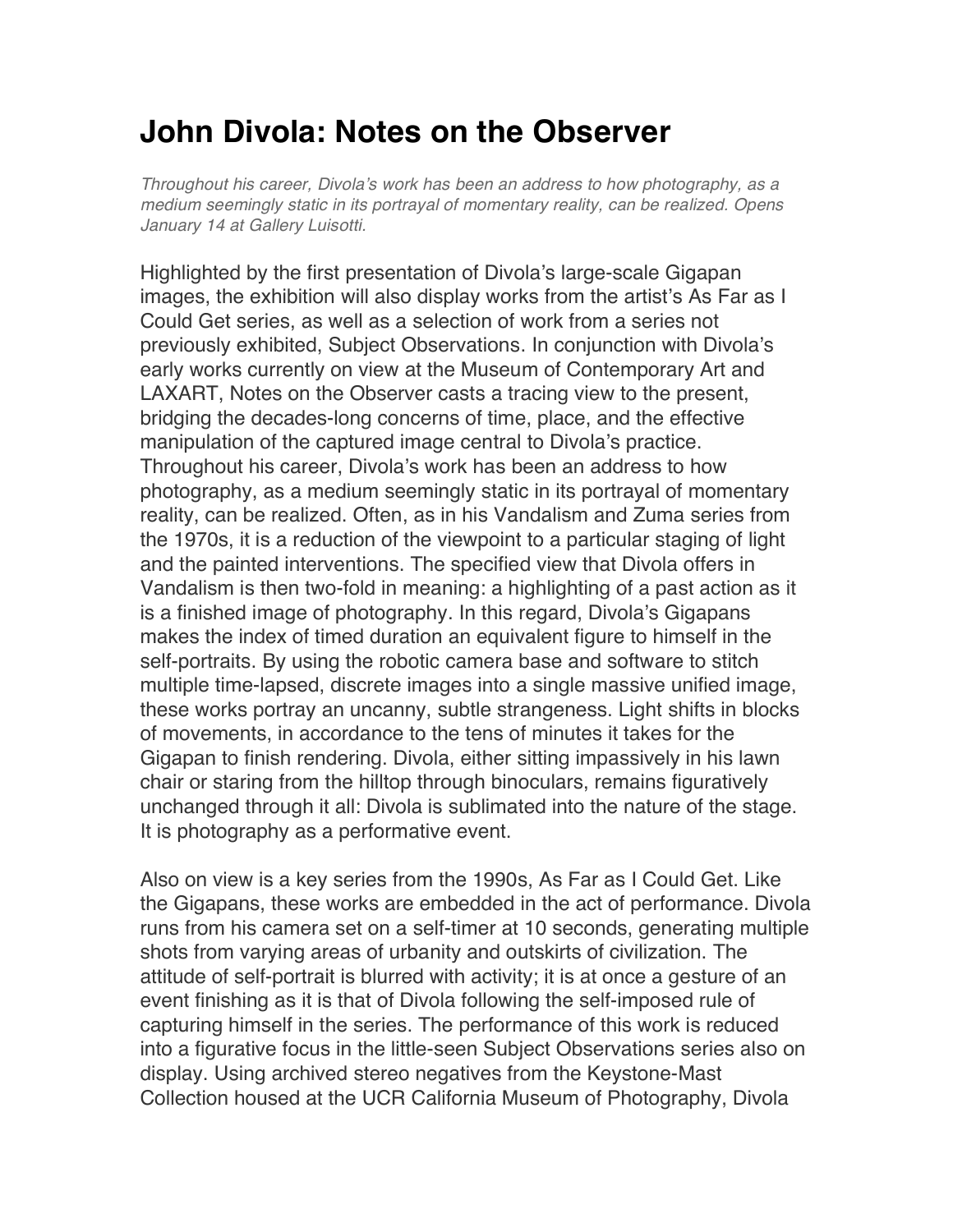# John Divola: Notes on the Observer

*Throughout his career, Divola's work has been an address to how photography, as a medium seemingly static in its portrayal of momentary reality, can be realized. Opens January 14 at Gallery Luisotti.*

Highlighted by the first presentation of Divola's large-scale Gigapan images, the exhibition will also display works from the artist's As Far as I Could Get series, as well as a selection of work from a series not previously exhibited, Subject Observations. In conjunction with Divola's early works currently on view at the Museum of Contemporary Art and LAXART, Notes on the Observer casts a tracing view to the present, bridging the decades-long concerns of time, place, and the effective manipulation of the captured image central to Divola's practice. Throughout his career, Divola's work has been an address to how photography, as a medium seemingly static in its portrayal of momentary reality, can be realized. Often, as in his Vandalism and Zuma series from the 1970s, it is a reduction of the viewpoint to a particular staging of light and the painted interventions. The specified view that Divola offers in Vandalism is then two-fold in meaning: a highlighting of a past action as it is a finished image of photography. In this regard, Divola's Gigapans makes the index of timed duration an equivalent figure to himself in the self-portraits. By using the robotic camera base and software to stitch multiple time-lapsed, discrete images into a single massive unified image, these works portray an uncanny, subtle strangeness. Light shifts in blocks of movements, in accordance to the tens of minutes it takes for the Gigapan to finish rendering. Divola, either sitting impassively in his lawn chair or staring from the hilltop through binoculars, remains figuratively unchanged through it all: Divola is sublimated into the nature of the stage. It is photography as a performative event.

Also on view is a key series from the 1990s, As Far as I Could Get. Like the Gigapans, these works are embedded in the act of performance. Divola runs from his camera set on a self-timer at 10 seconds, generating multiple shots from varying areas of urbanity and outskirts of civilization. The attitude of self-portrait is blurred with activity; it is at once a gesture of an event finishing as it is that of Divola following the self-imposed rule of capturing himself in the series. The performance of this work is reduced into a figurative focus in the little-seen Subject Observations series also on display. Using archived stereo negatives from the Keystone-Mast Collection housed at the UCR California Museum of Photography, Divola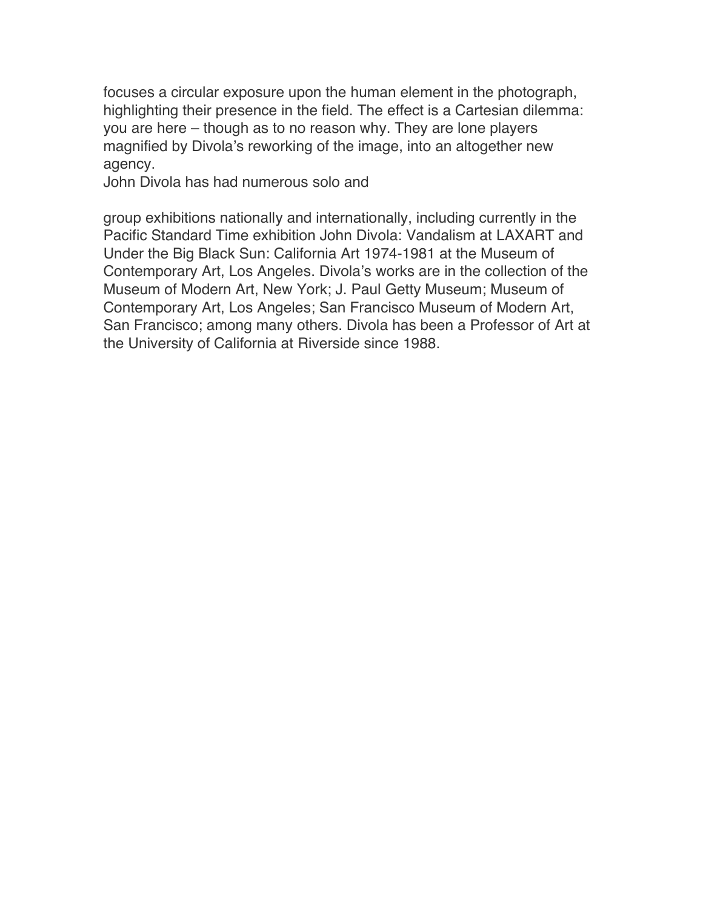focuses a circular exposure upon the human element in the photograph, highlighting their presence in the field. The effect is a Cartesian dilemma: you are here – though as to no reason why. They are lone players magnified by Divola's reworking of the image, into an altogether new agency.

John Divola has had numerous solo and

group exhibitions nationally and internationally, including currently in the Pacific Standard Time exhibition John Divola: Vandalism at LAXART and Under the Big Black Sun: California Art 1974-1981 at the Museum of Contemporary Art, Los Angeles. Divola's works are in the collection of the Museum of Modern Art, New York; J. Paul Getty Museum; Museum of Contemporary Art, Los Angeles; San Francisco Museum of Modern Art, San Francisco; among many others. Divola has been a Professor of Art at the University of California at Riverside since 1988.